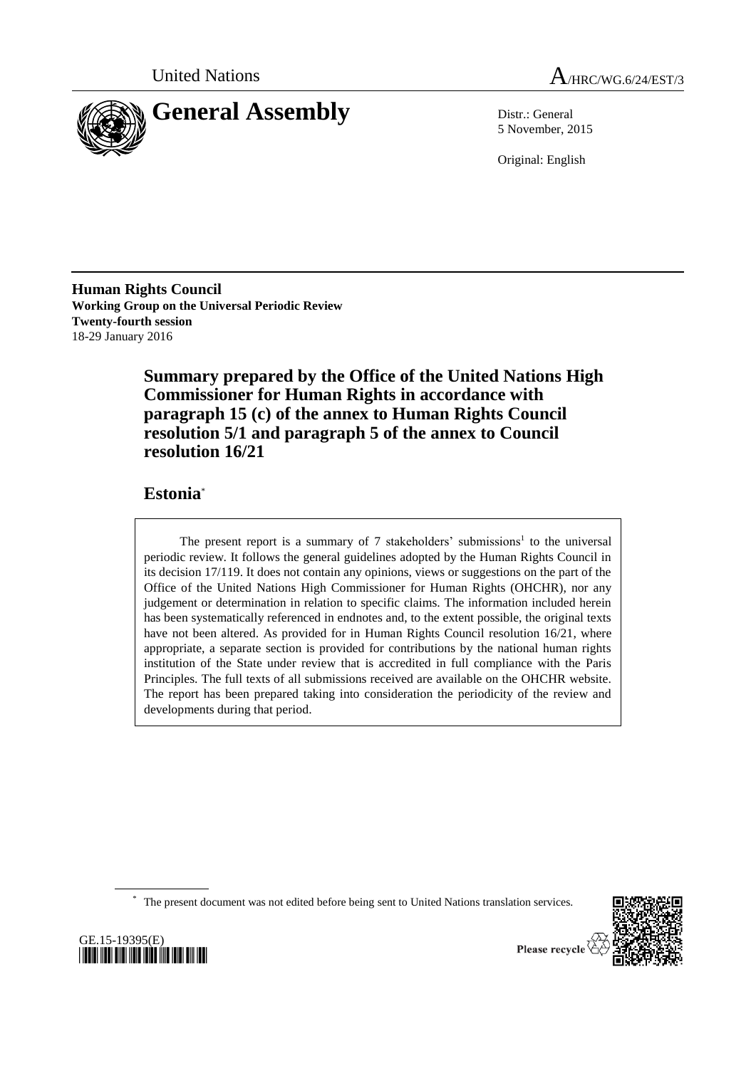United Nations

A/HRC/WG.6/24/EST/3

# General Assembly

Distr.: General
5 November, 2015

Original: English

**Human Rights Council**
**Working Group on the Universal Periodic Review**
**Twenty-fourth session**
18-29 January 2016

## Summary prepared by the Office of the United Nations High Commissioner for Human Rights in accordance with paragraph 15 (c) of the annex to Human Rights Council resolution 5/1 and paragraph 5 of the annex to Council resolution 16/21

## Estonia*

The present report is a summary of 7 stakeholders' submissions[1] to the universal periodic review. It follows the general guidelines adopted by the Human Rights Council in its decision 17/119. It does not contain any opinions, views or suggestions on the part of the Office of the United Nations High Commissioner for Human Rights (OHCHR), nor any judgement or determination in relation to specific claims. The information included herein has been systematically referenced in endnotes and, to the extent possible, the original texts have not been altered. As provided for in Human Rights Council resolution 16/21, where appropriate, a separate section is provided for contributions by the national human rights institution of the State under review that is accredited in full compliance with the Paris Principles. The full texts of all submissions received are available on the OHCHR website. The report has been prepared taking into consideration the periodicity of the review and developments during that period.

\* The present document was not edited before being sent to United Nations translation services.

GE.15-19395(E)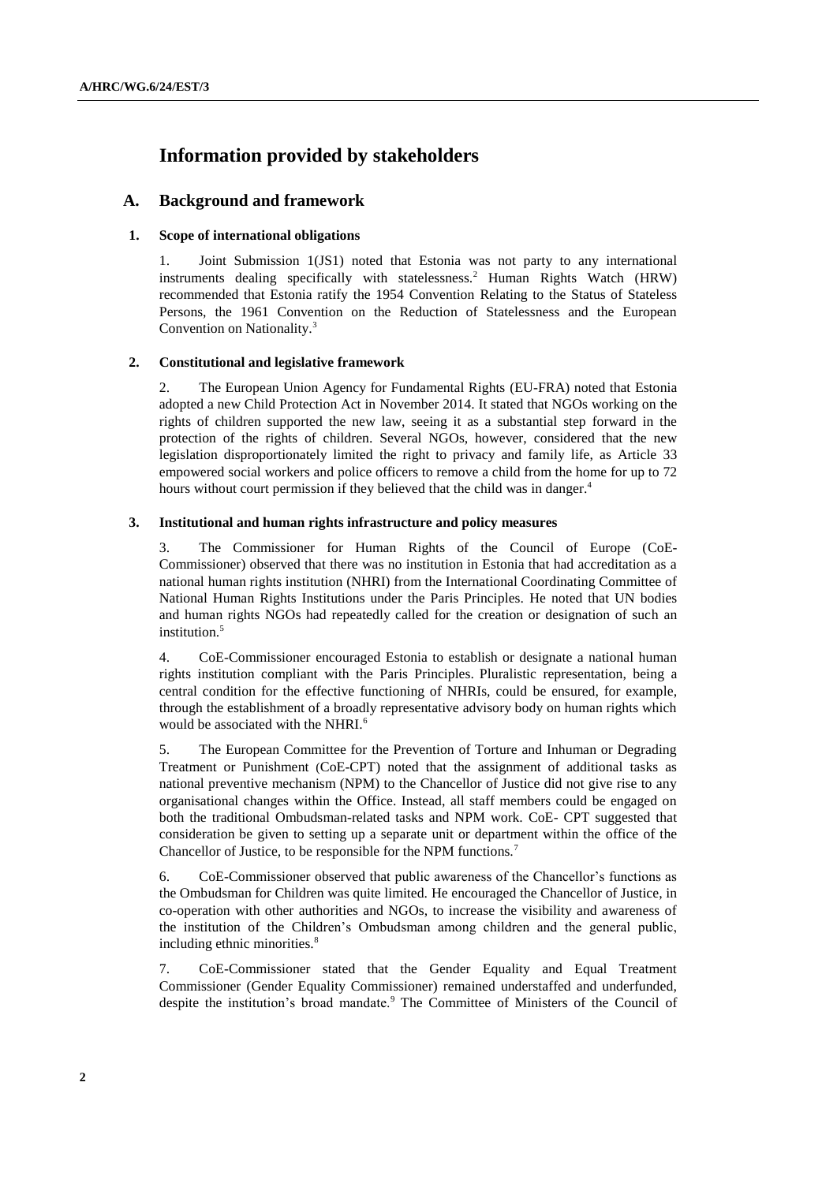# Information provided by stakeholders

## A. Background and framework

### 1. Scope of international obligations

1. Joint Submission 1(JS1) noted that Estonia was not party to any international instruments dealing specifically with statelessness.[2] Human Rights Watch (HRW) recommended that Estonia ratify the 1954 Convention Relating to the Status of Stateless Persons, the 1961 Convention on the Reduction of Statelessness and the European Convention on Nationality.[3]

### 2. Constitutional and legislative framework

2. The European Union Agency for Fundamental Rights (EU-FRA) noted that Estonia adopted a new Child Protection Act in November 2014. It stated that NGOs working on the rights of children supported the new law, seeing it as a substantial step forward in the protection of the rights of children. Several NGOs, however, considered that the new legislation disproportionately limited the right to privacy and family life, as Article 33 empowered social workers and police officers to remove a child from the home for up to 72 hours without court permission if they believed that the child was in danger.[4]

### 3. Institutional and human rights infrastructure and policy measures

3. The Commissioner for Human Rights of the Council of Europe (CoE-Commissioner) observed that there was no institution in Estonia that had accreditation as a national human rights institution (NHRI) from the International Coordinating Committee of National Human Rights Institutions under the Paris Principles. He noted that UN bodies and human rights NGOs had repeatedly called for the creation or designation of such an institution.[5]

4. CoE-Commissioner encouraged Estonia to establish or designate a national human rights institution compliant with the Paris Principles. Pluralistic representation, being a central condition for the effective functioning of NHRIs, could be ensured, for example, through the establishment of a broadly representative advisory body on human rights which would be associated with the NHRI.[6]

5. The European Committee for the Prevention of Torture and Inhuman or Degrading Treatment or Punishment (CoE-CPT) noted that the assignment of additional tasks as national preventive mechanism (NPM) to the Chancellor of Justice did not give rise to any organisational changes within the Office. Instead, all staff members could be engaged on both the traditional Ombudsman-related tasks and NPM work. CoE- CPT suggested that consideration be given to setting up a separate unit or department within the office of the Chancellor of Justice, to be responsible for the NPM functions.[7]

6. CoE-Commissioner observed that public awareness of the Chancellor's functions as the Ombudsman for Children was quite limited. He encouraged the Chancellor of Justice, in co-operation with other authorities and NGOs, to increase the visibility and awareness of the institution of the Children's Ombudsman among children and the general public, including ethnic minorities.[8]

7. CoE-Commissioner stated that the Gender Equality and Equal Treatment Commissioner (Gender Equality Commissioner) remained understaffed and underfunded, despite the institution's broad mandate.[9] The Committee of Ministers of the Council of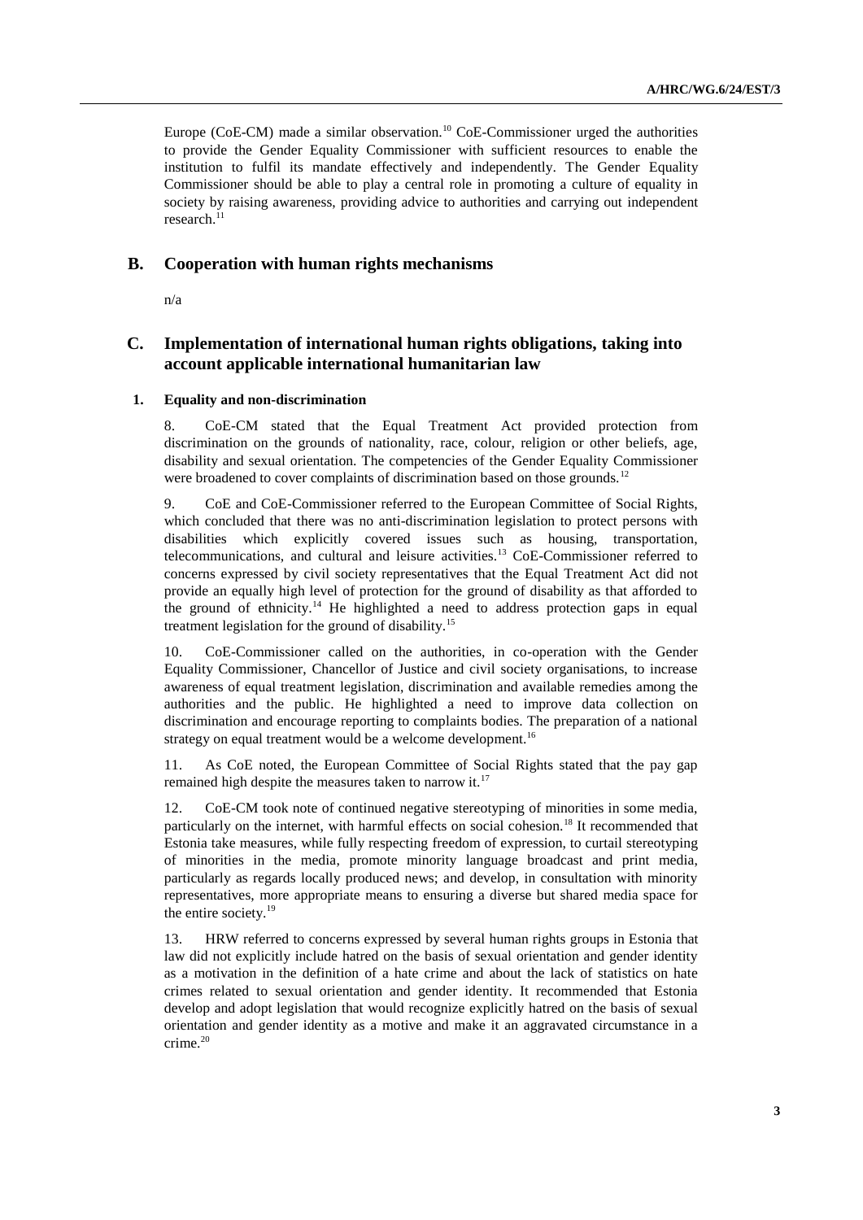Europe (CoE-CM) made a similar observation.[10] CoE-Commissioner urged the authorities to provide the Gender Equality Commissioner with sufficient resources to enable the institution to fulfil its mandate effectively and independently. The Gender Equality Commissioner should be able to play a central role in promoting a culture of equality in society by raising awareness, providing advice to authorities and carrying out independent research.[11]

## B. Cooperation with human rights mechanisms

n/a

## C. Implementation of international human rights obligations, taking into account applicable international humanitarian law

### 1. Equality and non-discrimination

8. CoE-CM stated that the Equal Treatment Act provided protection from discrimination on the grounds of nationality, race, colour, religion or other beliefs, age, disability and sexual orientation. The competencies of the Gender Equality Commissioner were broadened to cover complaints of discrimination based on those grounds.[12]

9. CoE and CoE-Commissioner referred to the European Committee of Social Rights, which concluded that there was no anti-discrimination legislation to protect persons with disabilities which explicitly covered issues such as housing, transportation, telecommunications, and cultural and leisure activities.[13] CoE-Commissioner referred to concerns expressed by civil society representatives that the Equal Treatment Act did not provide an equally high level of protection for the ground of disability as that afforded to the ground of ethnicity.[14] He highlighted a need to address protection gaps in equal treatment legislation for the ground of disability.[15]

10. CoE-Commissioner called on the authorities, in co-operation with the Gender Equality Commissioner, Chancellor of Justice and civil society organisations, to increase awareness of equal treatment legislation, discrimination and available remedies among the authorities and the public. He highlighted a need to improve data collection on discrimination and encourage reporting to complaints bodies. The preparation of a national strategy on equal treatment would be a welcome development.[16]

11. As CoE noted, the European Committee of Social Rights stated that the pay gap remained high despite the measures taken to narrow it.[17]

12. CoE-CM took note of continued negative stereotyping of minorities in some media, particularly on the internet, with harmful effects on social cohesion.[18] It recommended that Estonia take measures, while fully respecting freedom of expression, to curtail stereotyping of minorities in the media, promote minority language broadcast and print media, particularly as regards locally produced news; and develop, in consultation with minority representatives, more appropriate means to ensuring a diverse but shared media space for the entire society.[19]

13. HRW referred to concerns expressed by several human rights groups in Estonia that law did not explicitly include hatred on the basis of sexual orientation and gender identity as a motivation in the definition of a hate crime and about the lack of statistics on hate crimes related to sexual orientation and gender identity. It recommended that Estonia develop and adopt legislation that would recognize explicitly hatred on the basis of sexual orientation and gender identity as a motive and make it an aggravated circumstance in a crime.[20]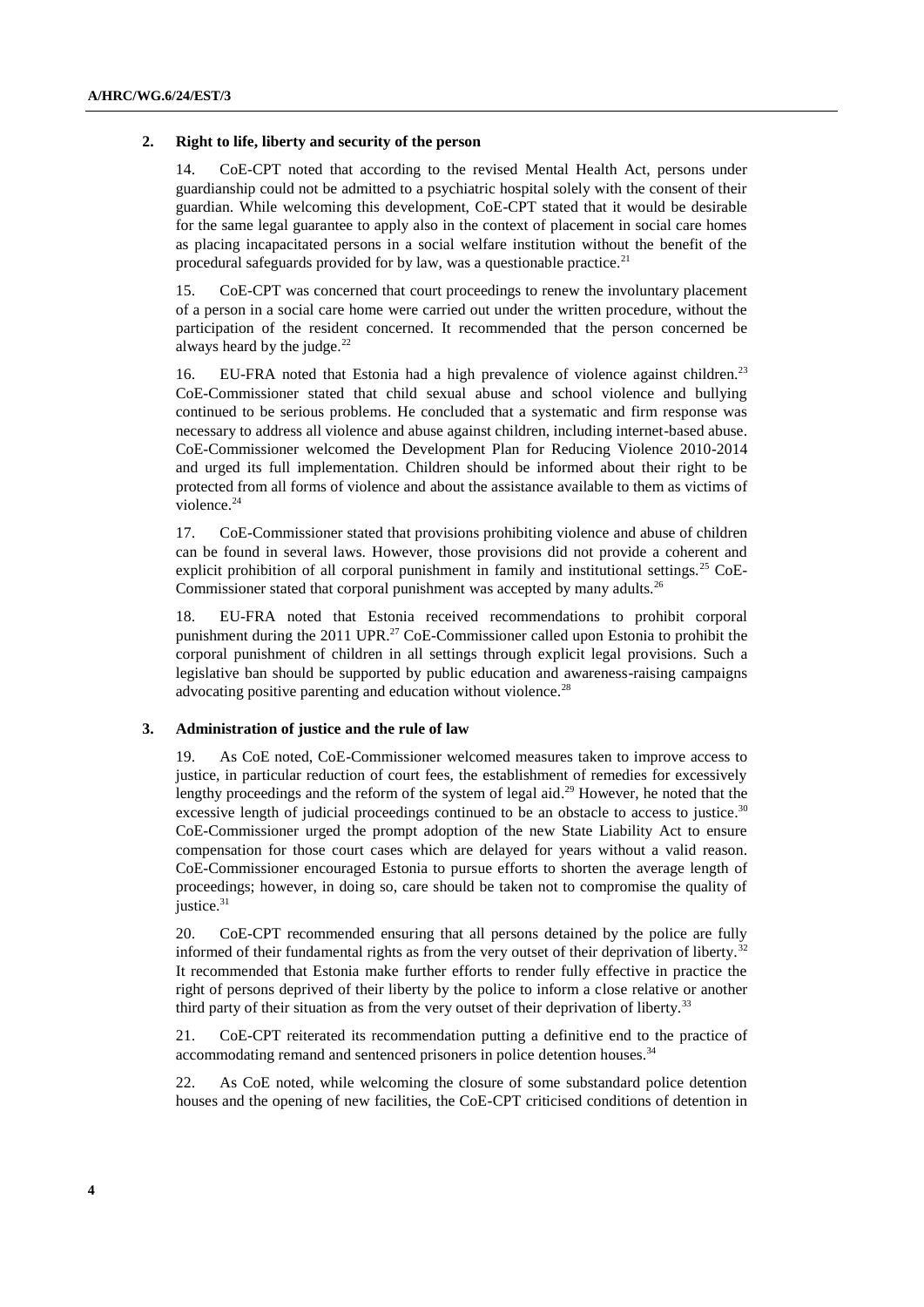### 2. Right to life, liberty and security of the person

14. CoE-CPT noted that according to the revised Mental Health Act, persons under guardianship could not be admitted to a psychiatric hospital solely with the consent of their guardian. While welcoming this development, CoE-CPT stated that it would be desirable for the same legal guarantee to apply also in the context of placement in social care homes as placing incapacitated persons in a social welfare institution without the benefit of the procedural safeguards provided for by law, was a questionable practice.[21]

15. CoE-CPT was concerned that court proceedings to renew the involuntary placement of a person in a social care home were carried out under the written procedure, without the participation of the resident concerned. It recommended that the person concerned be always heard by the judge.[22]

16. EU-FRA noted that Estonia had a high prevalence of violence against children.[23] CoE-Commissioner stated that child sexual abuse and school violence and bullying continued to be serious problems. He concluded that a systematic and firm response was necessary to address all violence and abuse against children, including internet-based abuse. CoE-Commissioner welcomed the Development Plan for Reducing Violence 2010-2014 and urged its full implementation. Children should be informed about their right to be protected from all forms of violence and about the assistance available to them as victims of violence.[24]

17. CoE-Commissioner stated that provisions prohibiting violence and abuse of children can be found in several laws. However, those provisions did not provide a coherent and explicit prohibition of all corporal punishment in family and institutional settings.[25] CoE-Commissioner stated that corporal punishment was accepted by many adults.[26]

18. EU-FRA noted that Estonia received recommendations to prohibit corporal punishment during the 2011 UPR.[27] CoE-Commissioner called upon Estonia to prohibit the corporal punishment of children in all settings through explicit legal provisions. Such a legislative ban should be supported by public education and awareness-raising campaigns advocating positive parenting and education without violence.[28]

### 3. Administration of justice and the rule of law

19. As CoE noted, CoE-Commissioner welcomed measures taken to improve access to justice, in particular reduction of court fees, the establishment of remedies for excessively lengthy proceedings and the reform of the system of legal aid.[29] However, he noted that the excessive length of judicial proceedings continued to be an obstacle to access to justice.[30] CoE-Commissioner urged the prompt adoption of the new State Liability Act to ensure compensation for those court cases which are delayed for years without a valid reason. CoE-Commissioner encouraged Estonia to pursue efforts to shorten the average length of proceedings; however, in doing so, care should be taken not to compromise the quality of justice.[31]

20. CoE-CPT recommended ensuring that all persons detained by the police are fully informed of their fundamental rights as from the very outset of their deprivation of liberty.[32] It recommended that Estonia make further efforts to render fully effective in practice the right of persons deprived of their liberty by the police to inform a close relative or another third party of their situation as from the very outset of their deprivation of liberty.[33]

21. CoE-CPT reiterated its recommendation putting a definitive end to the practice of accommodating remand and sentenced prisoners in police detention houses.[34]

22. As CoE noted, while welcoming the closure of some substandard police detention houses and the opening of new facilities, the CoE-CPT criticised conditions of detention in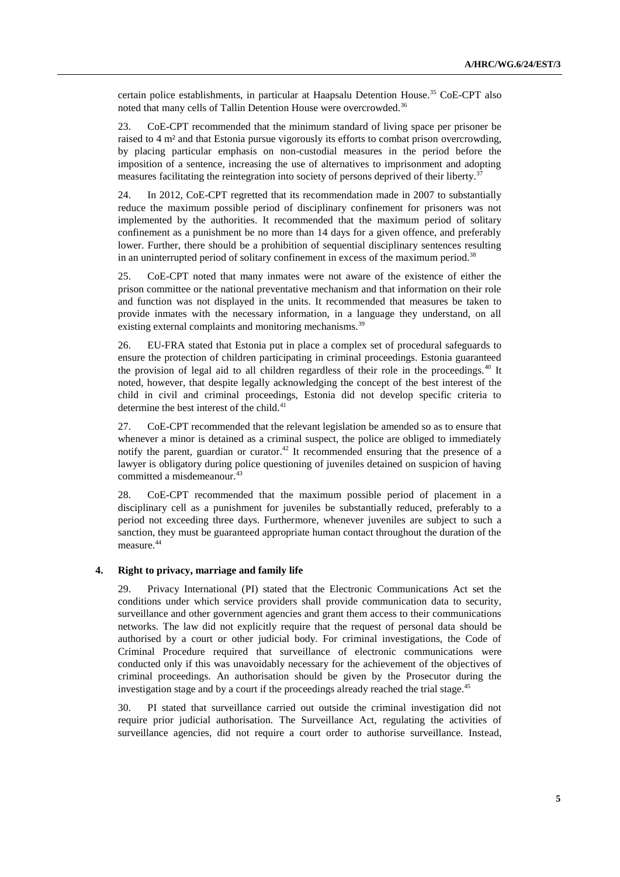certain police establishments, in particular at Haapsalu Detention House.[35] CoE-CPT also noted that many cells of Tallin Detention House were overcrowded.[36]

23. CoE-CPT recommended that the minimum standard of living space per prisoner be raised to 4 m² and that Estonia pursue vigorously its efforts to combat prison overcrowding, by placing particular emphasis on non-custodial measures in the period before the imposition of a sentence, increasing the use of alternatives to imprisonment and adopting measures facilitating the reintegration into society of persons deprived of their liberty.[37]

24. In 2012, CoE-CPT regretted that its recommendation made in 2007 to substantially reduce the maximum possible period of disciplinary confinement for prisoners was not implemented by the authorities. It recommended that the maximum period of solitary confinement as a punishment be no more than 14 days for a given offence, and preferably lower. Further, there should be a prohibition of sequential disciplinary sentences resulting in an uninterrupted period of solitary confinement in excess of the maximum period.[38]

25. CoE-CPT noted that many inmates were not aware of the existence of either the prison committee or the national preventative mechanism and that information on their role and function was not displayed in the units. It recommended that measures be taken to provide inmates with the necessary information, in a language they understand, on all existing external complaints and monitoring mechanisms.[39]

26. EU-FRA stated that Estonia put in place a complex set of procedural safeguards to ensure the protection of children participating in criminal proceedings. Estonia guaranteed the provision of legal aid to all children regardless of their role in the proceedings.[40] It noted, however, that despite legally acknowledging the concept of the best interest of the child in civil and criminal proceedings, Estonia did not develop specific criteria to determine the best interest of the child.[41]

27. CoE-CPT recommended that the relevant legislation be amended so as to ensure that whenever a minor is detained as a criminal suspect, the police are obliged to immediately notify the parent, guardian or curator.[42] It recommended ensuring that the presence of a lawyer is obligatory during police questioning of juveniles detained on suspicion of having committed a misdemeanour.[43]

28. CoE-CPT recommended that the maximum possible period of placement in a disciplinary cell as a punishment for juveniles be substantially reduced, preferably to a period not exceeding three days. Furthermore, whenever juveniles are subject to such a sanction, they must be guaranteed appropriate human contact throughout the duration of the measure.[44]

### 4. Right to privacy, marriage and family life

29. Privacy International (PI) stated that the Electronic Communications Act set the conditions under which service providers shall provide communication data to security, surveillance and other government agencies and grant them access to their communications networks. The law did not explicitly require that the request of personal data should be authorised by a court or other judicial body. For criminal investigations, the Code of Criminal Procedure required that surveillance of electronic communications were conducted only if this was unavoidably necessary for the achievement of the objectives of criminal proceedings. An authorisation should be given by the Prosecutor during the investigation stage and by a court if the proceedings already reached the trial stage.[45]

30. PI stated that surveillance carried out outside the criminal investigation did not require prior judicial authorisation. The Surveillance Act, regulating the activities of surveillance agencies, did not require a court order to authorise surveillance. Instead,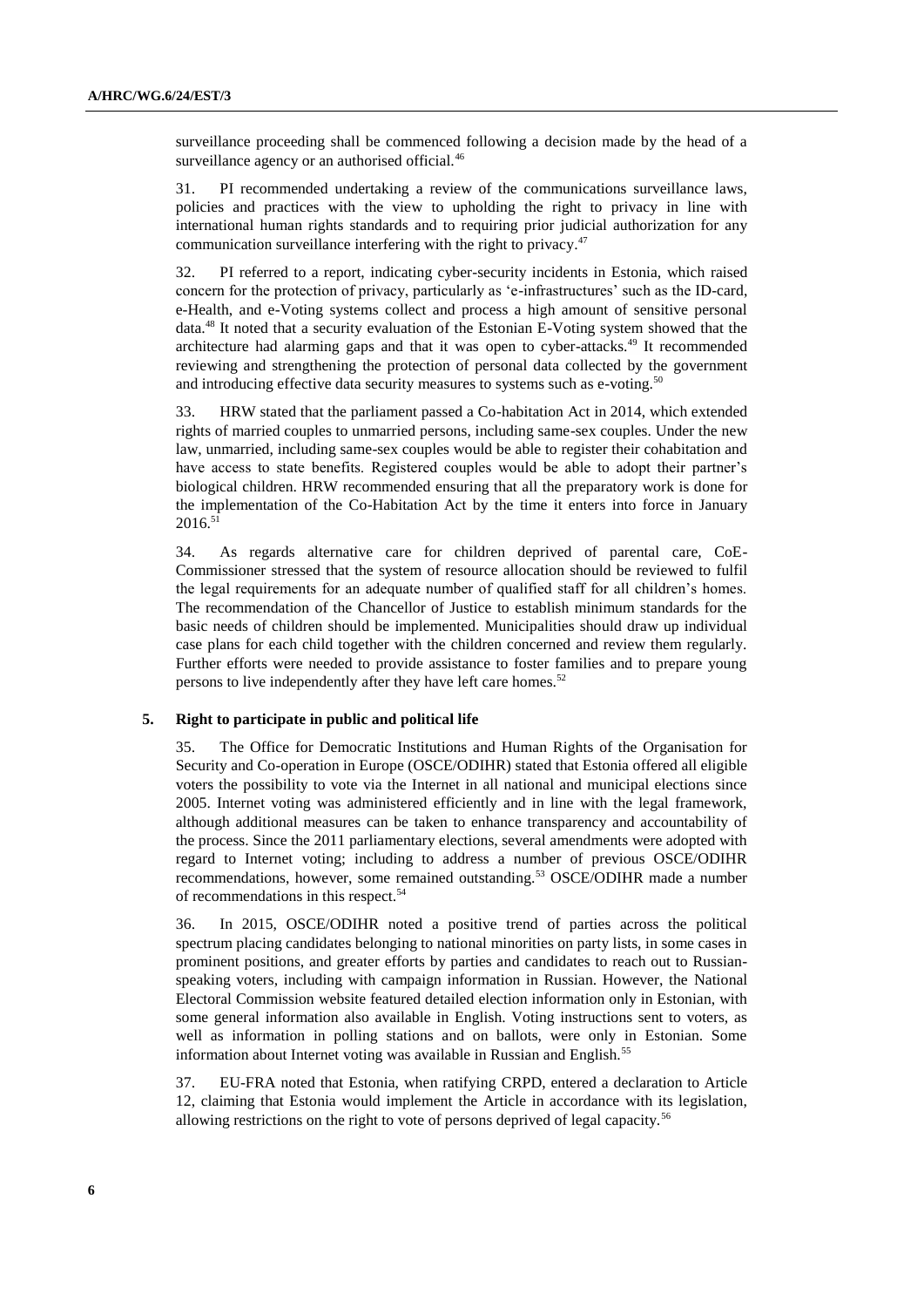surveillance proceeding shall be commenced following a decision made by the head of a surveillance agency or an authorised official.[46]

31. PI recommended undertaking a review of the communications surveillance laws, policies and practices with the view to upholding the right to privacy in line with international human rights standards and to requiring prior judicial authorization for any communication surveillance interfering with the right to privacy.[47]

32. PI referred to a report, indicating cyber-security incidents in Estonia, which raised concern for the protection of privacy, particularly as 'e-infrastructures' such as the ID-card, e-Health, and e-Voting systems collect and process a high amount of sensitive personal data.[48] It noted that a security evaluation of the Estonian E-Voting system showed that the architecture had alarming gaps and that it was open to cyber-attacks.[49] It recommended reviewing and strengthening the protection of personal data collected by the government and introducing effective data security measures to systems such as e-voting.[50]

33. HRW stated that the parliament passed a Co-habitation Act in 2014, which extended rights of married couples to unmarried persons, including same-sex couples. Under the new law, unmarried, including same-sex couples would be able to register their cohabitation and have access to state benefits. Registered couples would be able to adopt their partner's biological children. HRW recommended ensuring that all the preparatory work is done for the implementation of the Co-Habitation Act by the time it enters into force in January 2016.[51]

34. As regards alternative care for children deprived of parental care, CoE-Commissioner stressed that the system of resource allocation should be reviewed to fulfil the legal requirements for an adequate number of qualified staff for all children's homes. The recommendation of the Chancellor of Justice to establish minimum standards for the basic needs of children should be implemented. Municipalities should draw up individual case plans for each child together with the children concerned and review them regularly. Further efforts were needed to provide assistance to foster families and to prepare young persons to live independently after they have left care homes.[52]

### 5. Right to participate in public and political life

35. The Office for Democratic Institutions and Human Rights of the Organisation for Security and Co-operation in Europe (OSCE/ODIHR) stated that Estonia offered all eligible voters the possibility to vote via the Internet in all national and municipal elections since 2005. Internet voting was administered efficiently and in line with the legal framework, although additional measures can be taken to enhance transparency and accountability of the process. Since the 2011 parliamentary elections, several amendments were adopted with regard to Internet voting; including to address a number of previous OSCE/ODIHR recommendations, however, some remained outstanding.[53] OSCE/ODIHR made a number of recommendations in this respect.[54]

36. In 2015, OSCE/ODIHR noted a positive trend of parties across the political spectrum placing candidates belonging to national minorities on party lists, in some cases in prominent positions, and greater efforts by parties and candidates to reach out to Russian-speaking voters, including with campaign information in Russian. However, the National Electoral Commission website featured detailed election information only in Estonian, with some general information also available in English. Voting instructions sent to voters, as well as information in polling stations and on ballots, were only in Estonian. Some information about Internet voting was available in Russian and English.[55]

37. EU-FRA noted that Estonia, when ratifying CRPD, entered a declaration to Article 12, claiming that Estonia would implement the Article in accordance with its legislation, allowing restrictions on the right to vote of persons deprived of legal capacity.[56]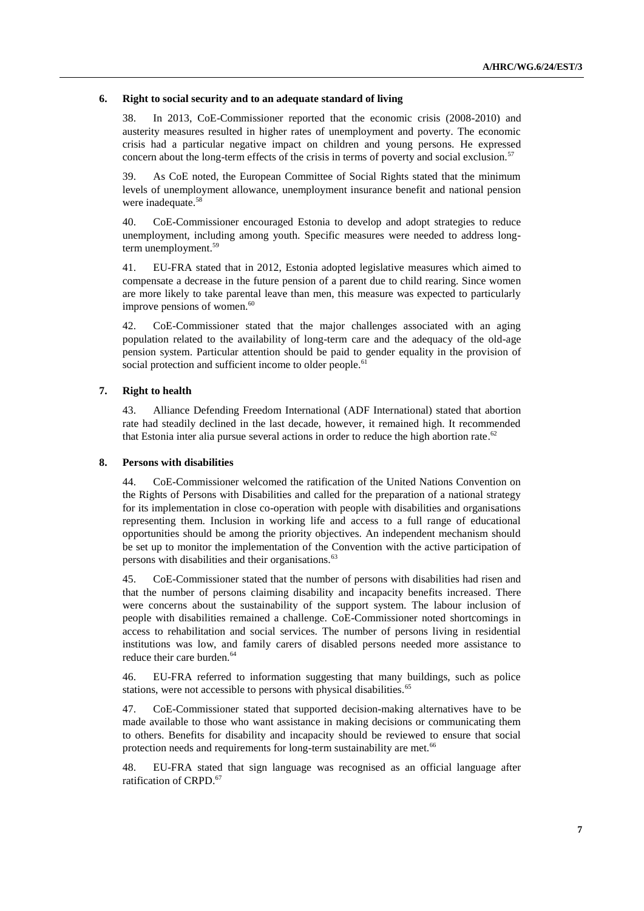### 6. Right to social security and to an adequate standard of living

38. In 2013, CoE-Commissioner reported that the economic crisis (2008-2010) and austerity measures resulted in higher rates of unemployment and poverty. The economic crisis had a particular negative impact on children and young persons. He expressed concern about the long-term effects of the crisis in terms of poverty and social exclusion.[57]

39. As CoE noted, the European Committee of Social Rights stated that the minimum levels of unemployment allowance, unemployment insurance benefit and national pension were inadequate.[58]

40. CoE-Commissioner encouraged Estonia to develop and adopt strategies to reduce unemployment, including among youth. Specific measures were needed to address long-term unemployment.[59]

41. EU-FRA stated that in 2012, Estonia adopted legislative measures which aimed to compensate a decrease in the future pension of a parent due to child rearing. Since women are more likely to take parental leave than men, this measure was expected to particularly improve pensions of women.[60]

42. CoE-Commissioner stated that the major challenges associated with an aging population related to the availability of long-term care and the adequacy of the old-age pension system. Particular attention should be paid to gender equality in the provision of social protection and sufficient income to older people.[61]

### 7. Right to health

43. Alliance Defending Freedom International (ADF International) stated that abortion rate had steadily declined in the last decade, however, it remained high. It recommended that Estonia inter alia pursue several actions in order to reduce the high abortion rate.[62]

### 8. Persons with disabilities

44. CoE-Commissioner welcomed the ratification of the United Nations Convention on the Rights of Persons with Disabilities and called for the preparation of a national strategy for its implementation in close co-operation with people with disabilities and organisations representing them. Inclusion in working life and access to a full range of educational opportunities should be among the priority objectives. An independent mechanism should be set up to monitor the implementation of the Convention with the active participation of persons with disabilities and their organisations.[63]

45. CoE-Commissioner stated that the number of persons with disabilities had risen and that the number of persons claiming disability and incapacity benefits increased. There were concerns about the sustainability of the support system. The labour inclusion of people with disabilities remained a challenge. CoE-Commissioner noted shortcomings in access to rehabilitation and social services. The number of persons living in residential institutions was low, and family carers of disabled persons needed more assistance to reduce their care burden.[64]

46. EU-FRA referred to information suggesting that many buildings, such as police stations, were not accessible to persons with physical disabilities.[65]

47. CoE-Commissioner stated that supported decision-making alternatives have to be made available to those who want assistance in making decisions or communicating them to others. Benefits for disability and incapacity should be reviewed to ensure that social protection needs and requirements for long-term sustainability are met.[66]

48. EU-FRA stated that sign language was recognised as an official language after ratification of CRPD.[67]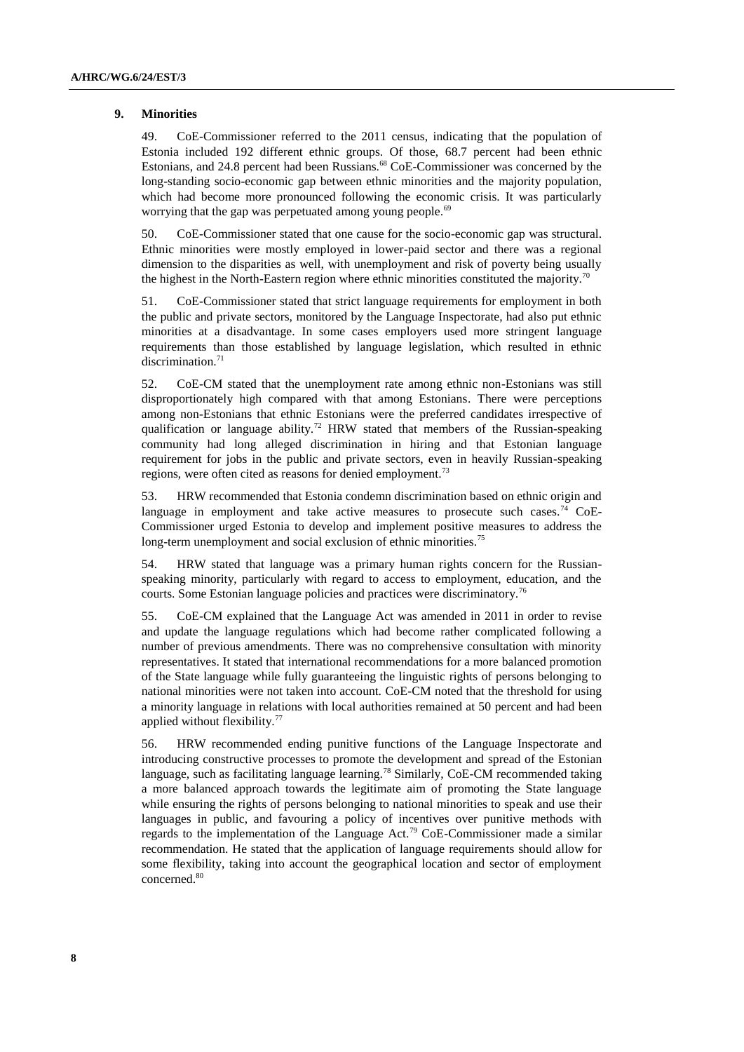### 9. Minorities

49. CoE-Commissioner referred to the 2011 census, indicating that the population of Estonia included 192 different ethnic groups. Of those, 68.7 percent had been ethnic Estonians, and 24.8 percent had been Russians.[68] CoE-Commissioner was concerned by the long-standing socio-economic gap between ethnic minorities and the majority population, which had become more pronounced following the economic crisis. It was particularly worrying that the gap was perpetuated among young people.[69]

50. CoE-Commissioner stated that one cause for the socio-economic gap was structural. Ethnic minorities were mostly employed in lower-paid sector and there was a regional dimension to the disparities as well, with unemployment and risk of poverty being usually the highest in the North-Eastern region where ethnic minorities constituted the majority.[70]

51. CoE-Commissioner stated that strict language requirements for employment in both the public and private sectors, monitored by the Language Inspectorate, had also put ethnic minorities at a disadvantage. In some cases employers used more stringent language requirements than those established by language legislation, which resulted in ethnic discrimination.[71]

52. CoE-CM stated that the unemployment rate among ethnic non-Estonians was still disproportionately high compared with that among Estonians. There were perceptions among non-Estonians that ethnic Estonians were the preferred candidates irrespective of qualification or language ability.[72] HRW stated that members of the Russian-speaking community had long alleged discrimination in hiring and that Estonian language requirement for jobs in the public and private sectors, even in heavily Russian-speaking regions, were often cited as reasons for denied employment.[73]

53. HRW recommended that Estonia condemn discrimination based on ethnic origin and language in employment and take active measures to prosecute such cases.[74] CoE-Commissioner urged Estonia to develop and implement positive measures to address the long-term unemployment and social exclusion of ethnic minorities.[75]

54. HRW stated that language was a primary human rights concern for the Russian-speaking minority, particularly with regard to access to employment, education, and the courts. Some Estonian language policies and practices were discriminatory.[76]

55. CoE-CM explained that the Language Act was amended in 2011 in order to revise and update the language regulations which had become rather complicated following a number of previous amendments. There was no comprehensive consultation with minority representatives. It stated that international recommendations for a more balanced promotion of the State language while fully guaranteeing the linguistic rights of persons belonging to national minorities were not taken into account. CoE-CM noted that the threshold for using a minority language in relations with local authorities remained at 50 percent and had been applied without flexibility.[77]

56. HRW recommended ending punitive functions of the Language Inspectorate and introducing constructive processes to promote the development and spread of the Estonian language, such as facilitating language learning.[78] Similarly, CoE-CM recommended taking a more balanced approach towards the legitimate aim of promoting the State language while ensuring the rights of persons belonging to national minorities to speak and use their languages in public, and favouring a policy of incentives over punitive methods with regards to the implementation of the Language Act.[79] CoE-Commissioner made a similar recommendation. He stated that the application of language requirements should allow for some flexibility, taking into account the geographical location and sector of employment concerned.[80]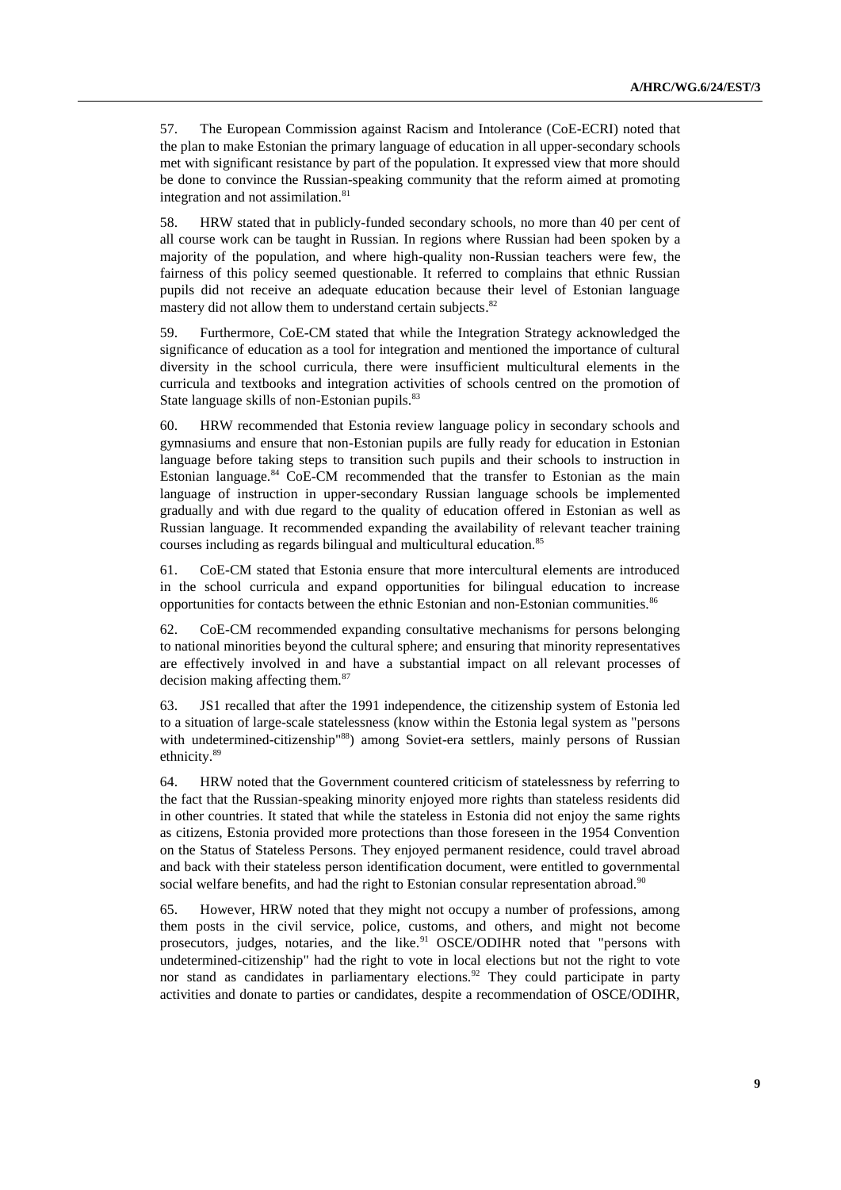57. The European Commission against Racism and Intolerance (CoE-ECRI) noted that the plan to make Estonian the primary language of education in all upper-secondary schools met with significant resistance by part of the population. It expressed view that more should be done to convince the Russian-speaking community that the reform aimed at promoting integration and not assimilation.[81]

58. HRW stated that in publicly-funded secondary schools, no more than 40 per cent of all course work can be taught in Russian. In regions where Russian had been spoken by a majority of the population, and where high-quality non-Russian teachers were few, the fairness of this policy seemed questionable. It referred to complains that ethnic Russian pupils did not receive an adequate education because their level of Estonian language mastery did not allow them to understand certain subjects.[82]

59. Furthermore, CoE-CM stated that while the Integration Strategy acknowledged the significance of education as a tool for integration and mentioned the importance of cultural diversity in the school curricula, there were insufficient multicultural elements in the curricula and textbooks and integration activities of schools centred on the promotion of State language skills of non-Estonian pupils.[83]

60. HRW recommended that Estonia review language policy in secondary schools and gymnasiums and ensure that non-Estonian pupils are fully ready for education in Estonian language before taking steps to transition such pupils and their schools to instruction in Estonian language.[84] CoE-CM recommended that the transfer to Estonian as the main language of instruction in upper-secondary Russian language schools be implemented gradually and with due regard to the quality of education offered in Estonian as well as Russian language. It recommended expanding the availability of relevant teacher training courses including as regards bilingual and multicultural education.[85]

61. CoE-CM stated that Estonia ensure that more intercultural elements are introduced in the school curricula and expand opportunities for bilingual education to increase opportunities for contacts between the ethnic Estonian and non-Estonian communities.[86]

62. CoE-CM recommended expanding consultative mechanisms for persons belonging to national minorities beyond the cultural sphere; and ensuring that minority representatives are effectively involved in and have a substantial impact on all relevant processes of decision making affecting them.[87]

63. JS1 recalled that after the 1991 independence, the citizenship system of Estonia led to a situation of large-scale statelessness (know within the Estonia legal system as "persons with undetermined-citizenship"[88]) among Soviet-era settlers, mainly persons of Russian ethnicity.[89]

64. HRW noted that the Government countered criticism of statelessness by referring to the fact that the Russian-speaking minority enjoyed more rights than stateless residents did in other countries. It stated that while the stateless in Estonia did not enjoy the same rights as citizens, Estonia provided more protections than those foreseen in the 1954 Convention on the Status of Stateless Persons. They enjoyed permanent residence, could travel abroad and back with their stateless person identification document, were entitled to governmental social welfare benefits, and had the right to Estonian consular representation abroad.[90]

65. However, HRW noted that they might not occupy a number of professions, among them posts in the civil service, police, customs, and others, and might not become prosecutors, judges, notaries, and the like.[91] OSCE/ODIHR noted that "persons with undetermined-citizenship" had the right to vote in local elections but not the right to vote nor stand as candidates in parliamentary elections.[92] They could participate in party activities and donate to parties or candidates, despite a recommendation of OSCE/ODIHR,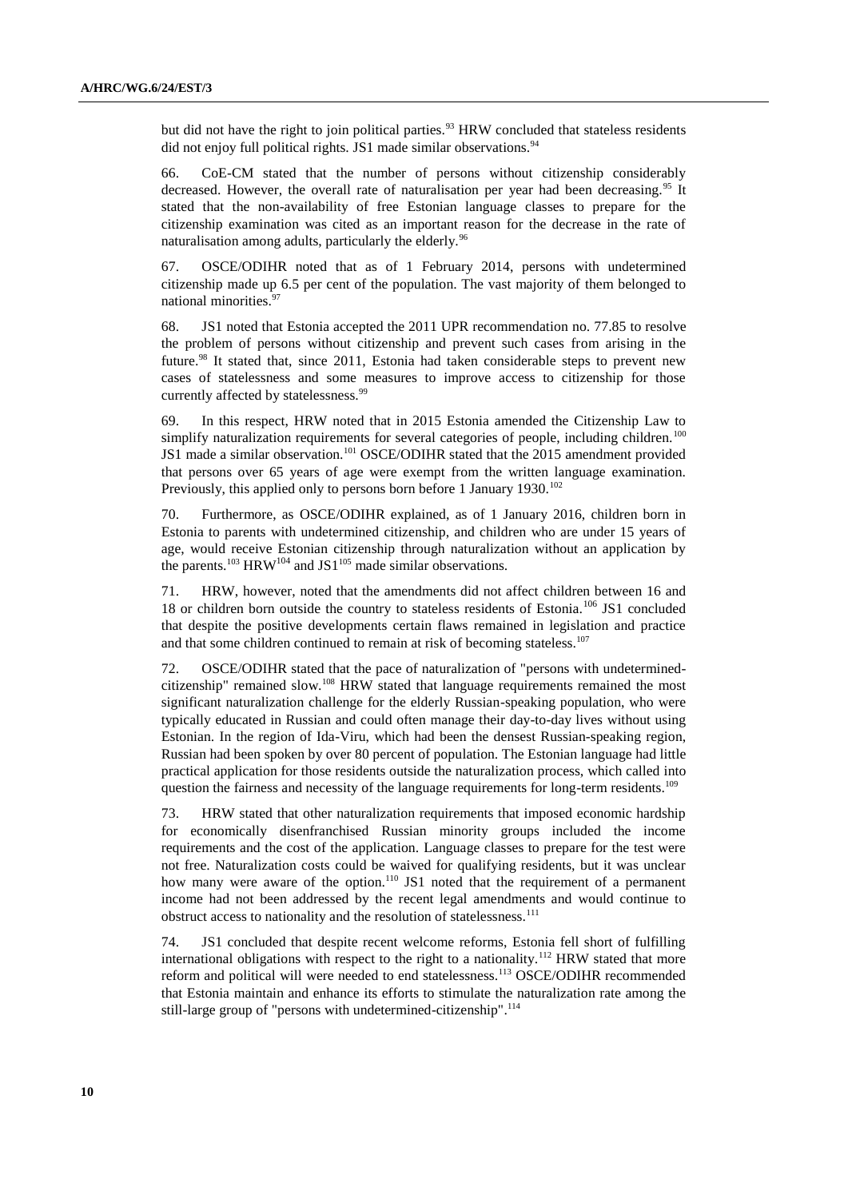but did not have the right to join political parties.[93] HRW concluded that stateless residents did not enjoy full political rights. JS1 made similar observations.[94]

66. CoE-CM stated that the number of persons without citizenship considerably decreased. However, the overall rate of naturalisation per year had been decreasing.[95] It stated that the non-availability of free Estonian language classes to prepare for the citizenship examination was cited as an important reason for the decrease in the rate of naturalisation among adults, particularly the elderly.[96]

67. OSCE/ODIHR noted that as of 1 February 2014, persons with undetermined citizenship made up 6.5 per cent of the population. The vast majority of them belonged to national minorities.[97]

68. JS1 noted that Estonia accepted the 2011 UPR recommendation no. 77.85 to resolve the problem of persons without citizenship and prevent such cases from arising in the future.[98] It stated that, since 2011, Estonia had taken considerable steps to prevent new cases of statelessness and some measures to improve access to citizenship for those currently affected by statelessness.[99]

69. In this respect, HRW noted that in 2015 Estonia amended the Citizenship Law to simplify naturalization requirements for several categories of people, including children.[100] JS1 made a similar observation.[101] OSCE/ODIHR stated that the 2015 amendment provided that persons over 65 years of age were exempt from the written language examination. Previously, this applied only to persons born before 1 January 1930.[102]

70. Furthermore, as OSCE/ODIHR explained, as of 1 January 2016, children born in Estonia to parents with undetermined citizenship, and children who are under 15 years of age, would receive Estonian citizenship through naturalization without an application by the parents.[103] HRW[104] and JS1[105] made similar observations.

71. HRW, however, noted that the amendments did not affect children between 16 and 18 or children born outside the country to stateless residents of Estonia.[106] JS1 concluded that despite the positive developments certain flaws remained in legislation and practice and that some children continued to remain at risk of becoming stateless.[107]

72. OSCE/ODIHR stated that the pace of naturalization of "persons with undetermined-citizenship" remained slow.[108] HRW stated that language requirements remained the most significant naturalization challenge for the elderly Russian-speaking population, who were typically educated in Russian and could often manage their day-to-day lives without using Estonian. In the region of Ida-Viru, which had been the densest Russian-speaking region, Russian had been spoken by over 80 percent of population. The Estonian language had little practical application for those residents outside the naturalization process, which called into question the fairness and necessity of the language requirements for long-term residents.[109]

73. HRW stated that other naturalization requirements that imposed economic hardship for economically disenfranchised Russian minority groups included the income requirements and the cost of the application. Language classes to prepare for the test were not free. Naturalization costs could be waived for qualifying residents, but it was unclear how many were aware of the option.[110] JS1 noted that the requirement of a permanent income had not been addressed by the recent legal amendments and would continue to obstruct access to nationality and the resolution of statelessness.[111]

74. JS1 concluded that despite recent welcome reforms, Estonia fell short of fulfilling international obligations with respect to the right to a nationality.[112] HRW stated that more reform and political will were needed to end statelessness.[113] OSCE/ODIHR recommended that Estonia maintain and enhance its efforts to stimulate the naturalization rate among the still-large group of "persons with undetermined-citizenship".[114]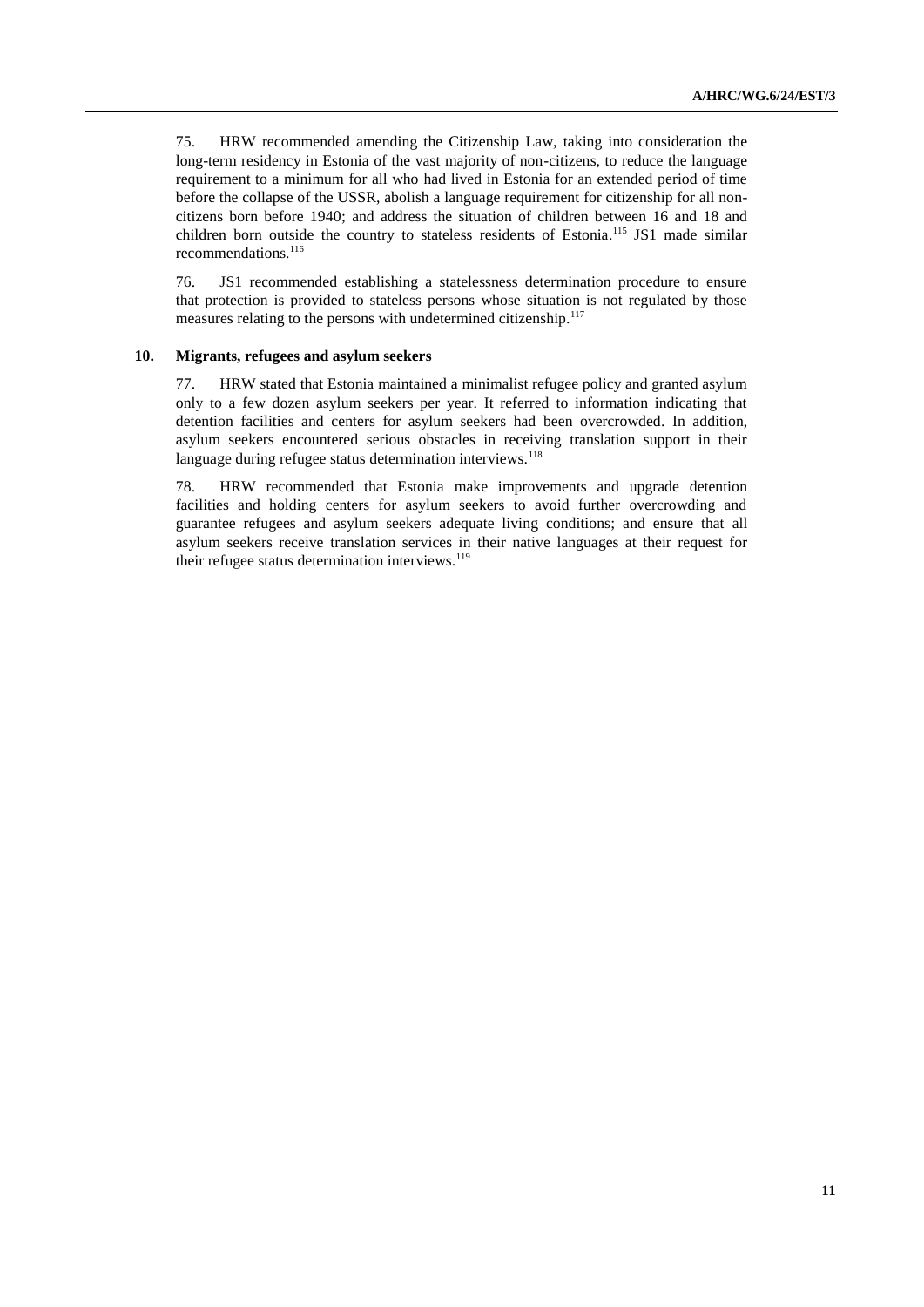75. HRW recommended amending the Citizenship Law, taking into consideration the long-term residency in Estonia of the vast majority of non-citizens, to reduce the language requirement to a minimum for all who had lived in Estonia for an extended period of time before the collapse of the USSR, abolish a language requirement for citizenship for all non-citizens born before 1940; and address the situation of children between 16 and 18 and children born outside the country to stateless residents of Estonia.[115] JS1 made similar recommendations.[116]

76. JS1 recommended establishing a statelessness determination procedure to ensure that protection is provided to stateless persons whose situation is not regulated by those measures relating to the persons with undetermined citizenship.[117]

### 10. Migrants, refugees and asylum seekers

77. HRW stated that Estonia maintained a minimalist refugee policy and granted asylum only to a few dozen asylum seekers per year. It referred to information indicating that detention facilities and centers for asylum seekers had been overcrowded. In addition, asylum seekers encountered serious obstacles in receiving translation support in their language during refugee status determination interviews.[118]

78. HRW recommended that Estonia make improvements and upgrade detention facilities and holding centers for asylum seekers to avoid further overcrowding and guarantee refugees and asylum seekers adequate living conditions; and ensure that all asylum seekers receive translation services in their native languages at their request for their refugee status determination interviews.[119]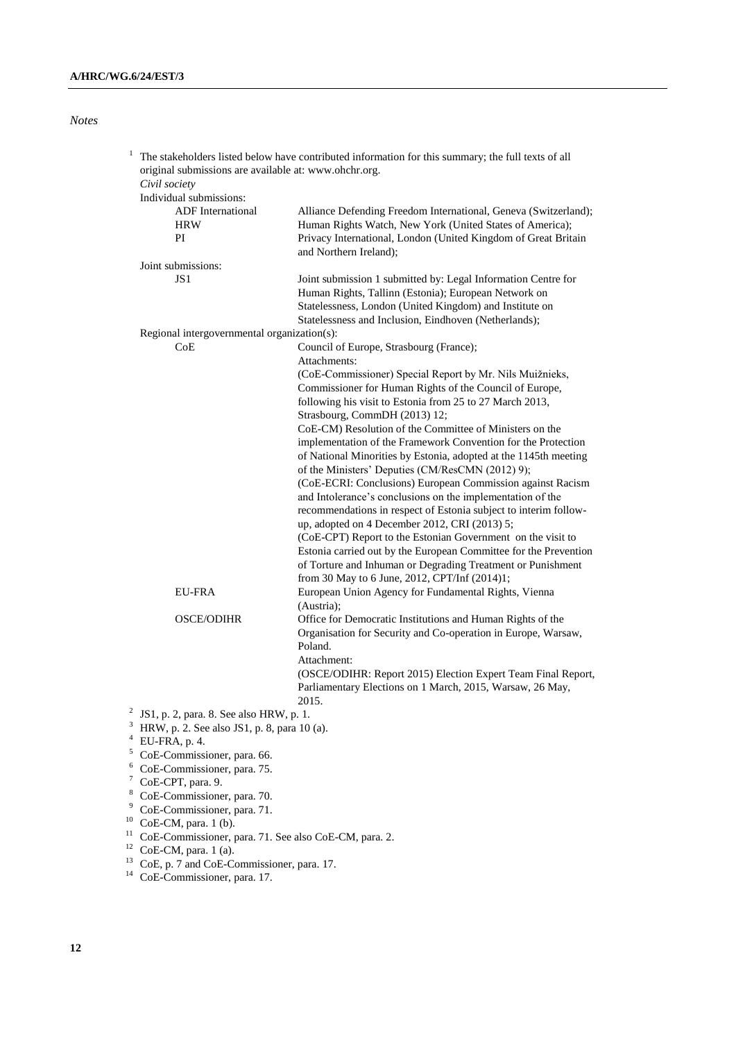*Notes*

[1] The stakeholders listed below have contributed information for this summary; the full texts of all original submissions are available at: www.ohchr.org.

*Civil society*

Individual submissions:

| | |
|---|---|
| ADF International | Alliance Defending Freedom International, Geneva (Switzerland); |
| HRW | Human Rights Watch, New York (United States of America); |
| PI | Privacy International, London (United Kingdom of Great Britain and Northern Ireland); |

Joint submissions:

| | |
|---|---|
| JS1 | Joint submission 1 submitted by: Legal Information Centre for Human Rights, Tallinn (Estonia); European Network on Statelessness, London (United Kingdom) and Institute on Statelessness and Inclusion, Eindhoven (Netherlands); |

Regional intergovernmental organization(s):

| | |
|---|---|
| CoE | Council of Europe, Strasbourg (France); Attachments: (CoE-Commissioner) Special Report by Mr. Nils Muižnieks, Commissioner for Human Rights of the Council of Europe, following his visit to Estonia from 25 to 27 March 2013, Strasbourg, CommDH (2013) 12; CoE-CM) Resolution of the Committee of Ministers on the implementation of the Framework Convention for the Protection of National Minorities by Estonia, adopted at the 1145th meeting of the Ministers' Deputies (CM/ResCMN (2012) 9); (CoE-ECRI: Conclusions) European Commission against Racism and Intolerance's conclusions on the implementation of the recommendations in respect of Estonia subject to interim follow-up, adopted on 4 December 2012, CRI (2013) 5; (CoE-CPT) Report to the Estonian Government on the visit to Estonia carried out by the European Committee for the Prevention of Torture and Inhuman or Degrading Treatment or Punishment from 30 May to 6 June, 2012, CPT/Inf (2014)1; |
| EU-FRA | European Union Agency for Fundamental Rights, Vienna (Austria); |
| OSCE/ODIHR | Office for Democratic Institutions and Human Rights of the Organisation for Security and Co-operation in Europe, Warsaw, Poland. Attachment: (OSCE/ODIHR: Report 2015) Election Expert Team Final Report, Parliamentary Elections on 1 March, 2015, Warsaw, 26 May, 2015. |

[2] JS1, p. 2, para. 8. See also HRW, p. 1.

[3] HRW, p. 2. See also JS1, p. 8, para 10 (a).

[4] EU-FRA, p. 4.

[5] CoE-Commissioner, para. 66.

[6] CoE-Commissioner, para. 75.

[7] CoE-CPT, para. 9.

[8] CoE-Commissioner, para. 70.

[9] CoE-Commissioner, para. 71.

[10] CoE-CM, para. 1 (b).

[11] CoE-Commissioner, para. 71. See also CoE-CM, para. 2.

[12] CoE-CM, para. 1 (a).

[13] CoE, p. 7 and CoE-Commissioner, para. 17.

[14] CoE-Commissioner, para. 17.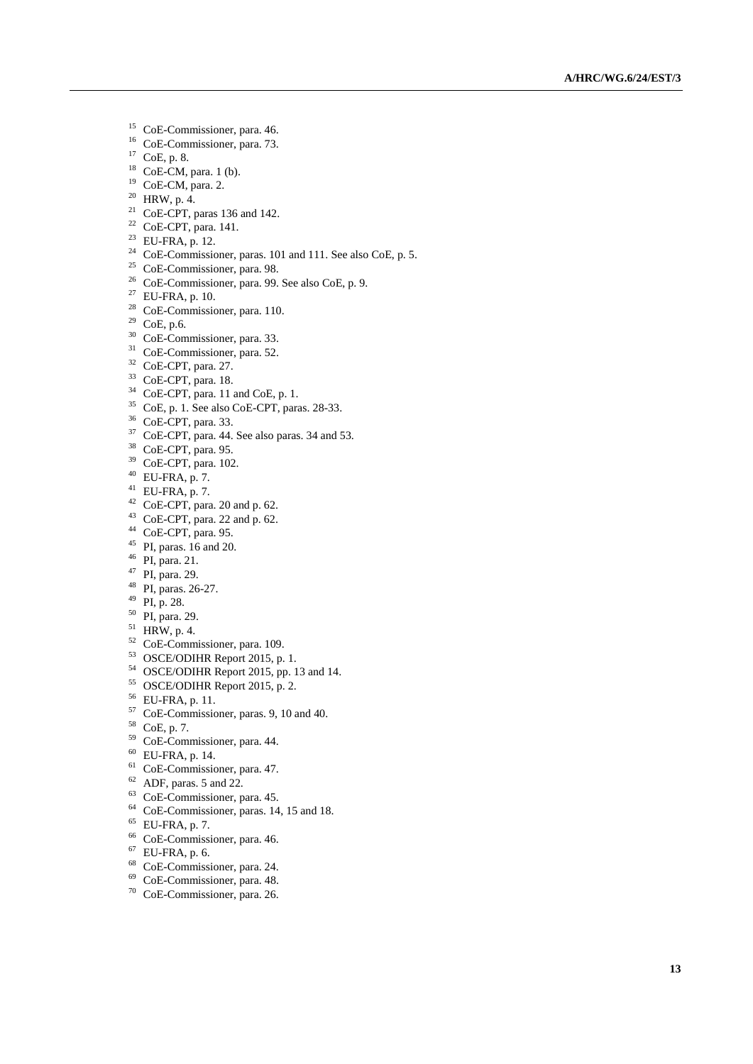[15] CoE-Commissioner, para. 46.
[16] CoE-Commissioner, para. 73.
[17] CoE, p. 8.
[18] CoE-CM, para. 1 (b).
[19] CoE-CM, para. 2.
[20] HRW, p. 4.
[21] CoE-CPT, paras 136 and 142.
[22] CoE-CPT, para. 141.
[23] EU-FRA, p. 12.
[24] CoE-Commissioner, paras. 101 and 111. See also CoE, p. 5.
[25] CoE-Commissioner, para. 98.
[26] CoE-Commissioner, para. 99. See also CoE, p. 9.
[27] EU-FRA, p. 10.
[28] CoE-Commissioner, para. 110.
[29] CoE, p.6.
[30] CoE-Commissioner, para. 33.
[31] CoE-Commissioner, para. 52.
[32] CoE-CPT, para. 27.
[33] CoE-CPT, para. 18.
[34] CoE-CPT, para. 11 and CoE, p. 1.
[35] CoE, p. 1. See also CoE-CPT, paras. 28-33.
[36] CoE-CPT, para. 33.
[37] CoE-CPT, para. 44. See also paras. 34 and 53.
[38] CoE-CPT, para. 95.
[39] CoE-CPT, para. 102.
[40] EU-FRA, p. 7.
[41] EU-FRA, p. 7.
[42] CoE-CPT, para. 20 and p. 62.
[43] CoE-CPT, para. 22 and p. 62.
[44] CoE-CPT, para. 95.
[45] PI, paras. 16 and 20.
[46] PI, para. 21.
[47] PI, para. 29.
[48] PI, paras. 26-27.
[49] PI, p. 28.
[50] PI, para. 29.
[51] HRW, p. 4.
[52] CoE-Commissioner, para. 109.
[53] OSCE/ODIHR Report 2015, p. 1.
[54] OSCE/ODIHR Report 2015, pp. 13 and 14.
[55] OSCE/ODIHR Report 2015, p. 2.
[56] EU-FRA, p. 11.
[57] CoE-Commissioner, paras. 9, 10 and 40.
[58] CoE, p. 7.
[59] CoE-Commissioner, para. 44.
[60] EU-FRA, p. 14.
[61] CoE-Commissioner, para. 47.
[62] ADF, paras. 5 and 22.
[63] CoE-Commissioner, para. 45.
[64] CoE-Commissioner, paras. 14, 15 and 18.
[65] EU-FRA, p. 7.
[66] CoE-Commissioner, para. 46.
[67] EU-FRA, p. 6.
[68] CoE-Commissioner, para. 24.
[69] CoE-Commissioner, para. 48.
[70] CoE-Commissioner, para. 26.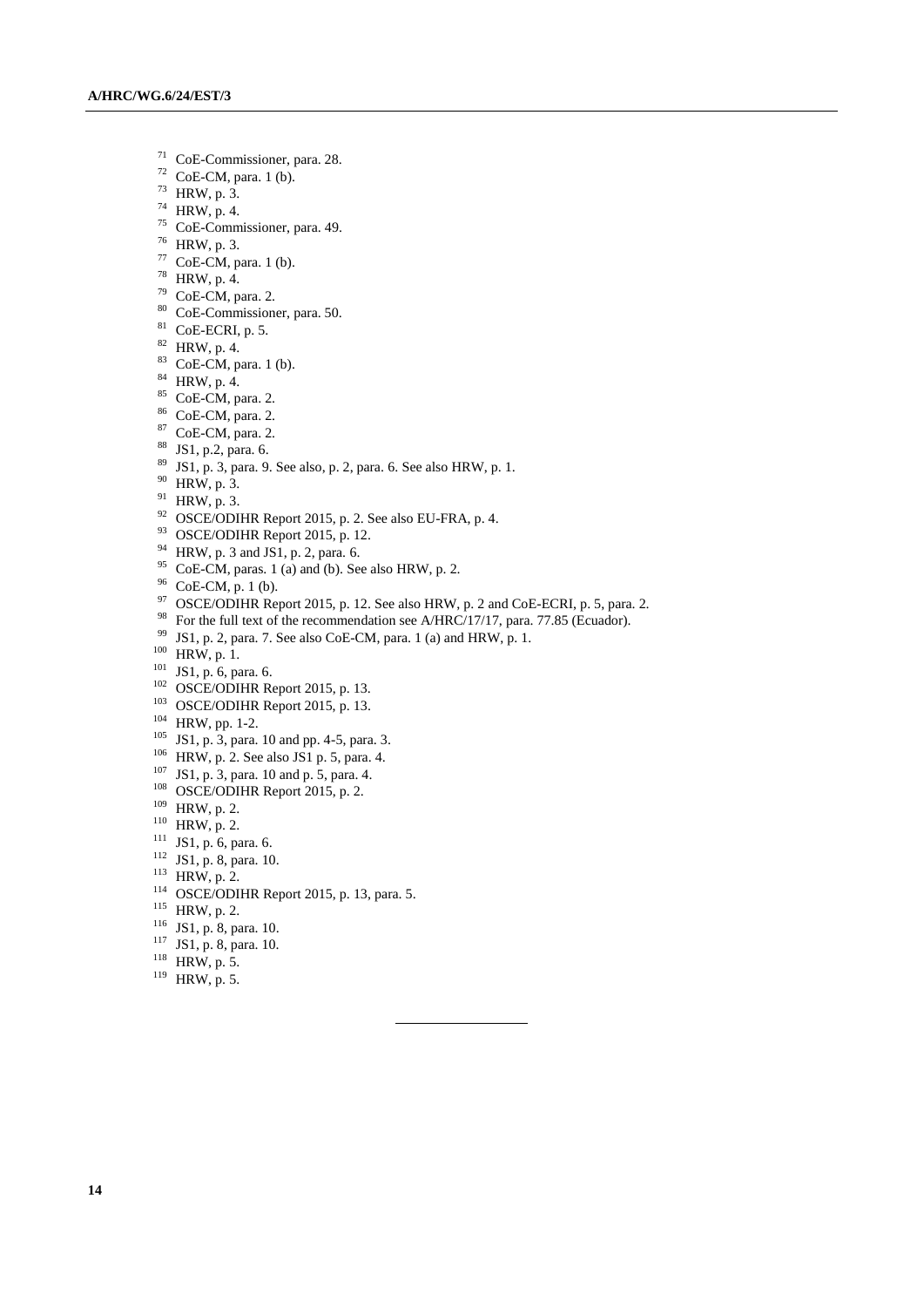[71] CoE-Commissioner, para. 28.
[72] CoE-CM, para. 1 (b).
[73] HRW, p. 3.
[74] HRW, p. 4.
[75] CoE-Commissioner, para. 49.
[76] HRW, p. 3.
[77] CoE-CM, para. 1 (b).
[78] HRW, p. 4.
[79] CoE-CM, para. 2.
[80] CoE-Commissioner, para. 50.
[81] CoE-ECRI, p. 5.
[82] HRW, p. 4.
[83] CoE-CM, para. 1 (b).
[84] HRW, p. 4.
[85] CoE-CM, para. 2.
[86] CoE-CM, para. 2.
[87] CoE-CM, para. 2.
[88] JS1, p.2, para. 6.
[89] JS1, p. 3, para. 9. See also, p. 2, para. 6. See also HRW, p. 1.
[90] HRW, p. 3.
[91] HRW, p. 3.
[92] OSCE/ODIHR Report 2015, p. 2. See also EU-FRA, p. 4.
[93] OSCE/ODIHR Report 2015, p. 12.
[94] HRW, p. 3 and JS1, p. 2, para. 6.
[95] CoE-CM, paras. 1 (a) and (b). See also HRW, p. 2.
[96] CoE-CM, p. 1 (b).
[97] OSCE/ODIHR Report 2015, p. 12. See also HRW, p. 2 and CoE-ECRI, p. 5, para. 2.
[98] For the full text of the recommendation see A/HRC/17/17, para. 77.85 (Ecuador).
[99] JS1, p. 2, para. 7. See also CoE-CM, para. 1 (a) and HRW, p. 1.
[100] HRW, p. 1.
[101] JS1, p. 6, para. 6.
[102] OSCE/ODIHR Report 2015, p. 13.
[103] OSCE/ODIHR Report 2015, p. 13.
[104] HRW, pp. 1-2.
[105] JS1, p. 3, para. 10 and pp. 4-5, para. 3.
[106] HRW, p. 2. See also JS1 p. 5, para. 4.
[107] JS1, p. 3, para. 10 and p. 5, para. 4.
[108] OSCE/ODIHR Report 2015, p. 2.
[109] HRW, p. 2.
[110] HRW, p. 2.
[111] JS1, p. 6, para. 6.
[112] JS1, p. 8, para. 10.
[113] HRW, p. 2.
[114] OSCE/ODIHR Report 2015, p. 13, para. 5.
[115] HRW, p. 2.
[116] JS1, p. 8, para. 10.
[117] JS1, p. 8, para. 10.
[118] HRW, p. 5.
[119] HRW, p. 5.